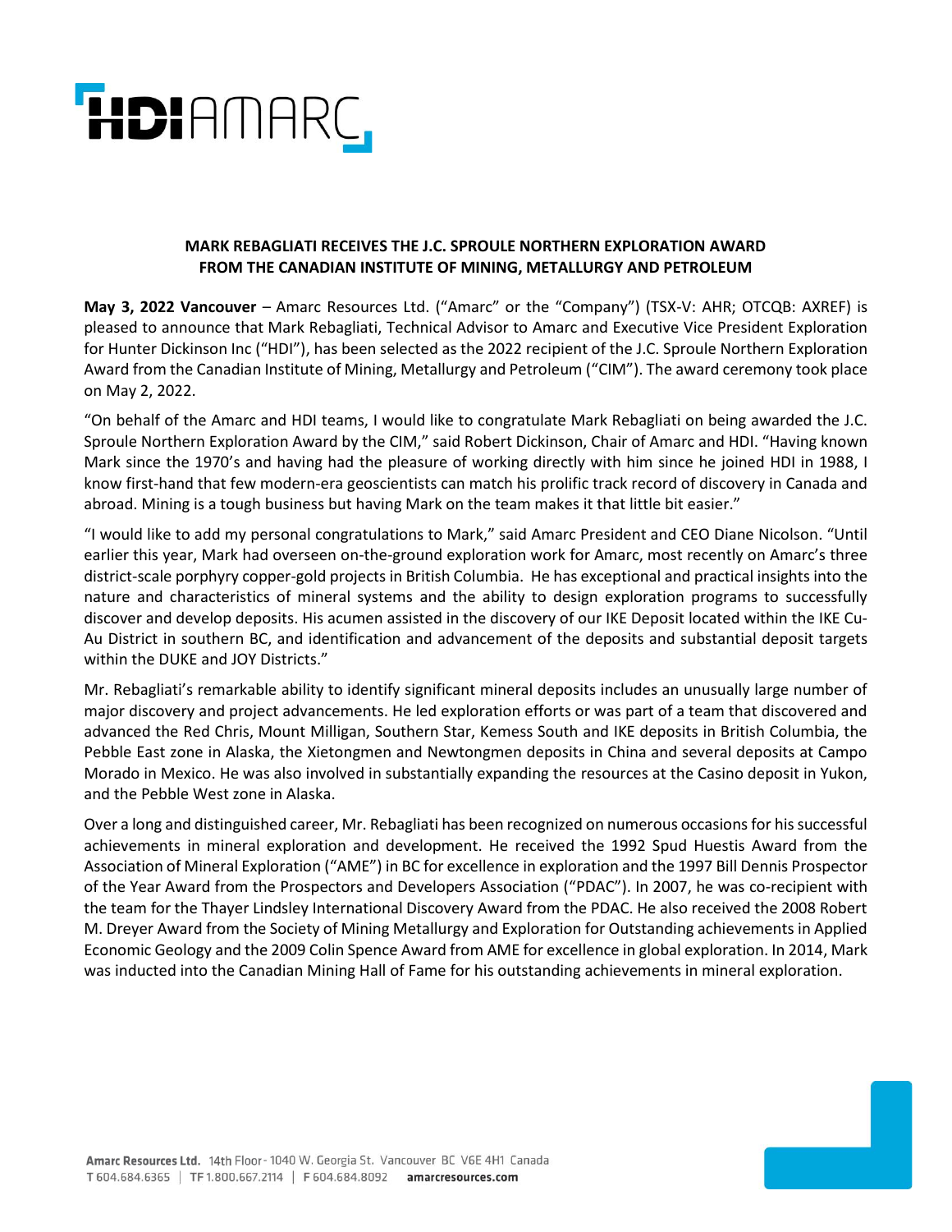## MARK REBAGLIATI RECEIVES THE J.C. SPROULE NORTHERN EXPLORATION AWARD FROM THE CANADIAN INSTITUTE OF MINING, METALLURGY AND PETROLEUM

**May 3, 2022 Vancouver** – Amarc Resources Ltd. ("Amarc" or the "Company") (TSX-V: AHR; OTCQB: AXREF) is pleased to announce that Mark Rebagliati, Technical Advisor to Amarc and Executive Vice President Exploration for Hunter Dickinson Inc ("HDI"), has been selected as the 2022 recipient of the J.C. Sproule Northern Exploration Award from the Canadian Institute of Mining, Metallurgy and Petroleum ("CIM"). The award ceremony took place on May 2, 2022.

"On behalf of the Amarc and HDI teams, I would like to congratulate Mark Rebagliati on being awarded the J.C. Sproule Northern Exploration Award by the CIM," said Robert Dickinson, Chair of Amarc and HDI. "Having known Mark since the 1970's and having had the pleasure of working directly with him since he joined HDI in 1988, I know first-hand that few modern-era geoscientists can match his prolific track record of discovery in Canada and abroad. Mining is a tough business but having Mark on the team makes it that little bit easier."

"I would like to add my personal congratulations to Mark," said Amarc President and CEO Diane Nicolson. "Until earlier this year, Mark had overseen on-the-ground exploration work for Amarc, most recently on Amarc's three district-scale porphyry copper-gold projects in British Columbia. He has exceptional and practical insights into the nature and characteristics of mineral systems and the ability to design exploration programs to successfully discover and develop deposits. His acumen assisted in the discovery of our IKE Deposit located within the IKE Cu-Au District in southern BC, and identification and advancement of the deposits and substantial deposit targets within the DUKE and JOY Districts."

Mr. Rebagliati's remarkable ability to identify significant mineral deposits includes an unusually large number of major discovery and project advancements. He led exploration efforts or was part of a team that discovered and advanced the Red Chris, Mount Milligan, Southern Star, Kemess South and IKE deposits in British Columbia, the Pebble East zone in Alaska, the Xietongmen and Newtongmen deposits in China and several deposits at Campo Morado in Mexico. He was also involved in substantially expanding the resources at the Casino deposit in Yukon, and the Pebble West zone in Alaska.

Over a long and distinguished career, Mr. Rebagliati has been recognized on numerous occasions for his successful achievements in mineral exploration and development. He received the 1992 Spud Huestis Award from the Association of Mineral Exploration ("AME") in BC for excellence in exploration and the 1997 Bill Dennis Prospector of the Year Award from the Prospectors and Developers Association ("PDAC"). In 2007, he was co-recipient with the team for the Thayer Lindsley International Discovery Award from the PDAC. He also received the 2008 Robert M. Dreyer Award from the Society of Mining Metallurgy and Exploration for Outstanding achievements in Applied Economic Geology and the 2009 Colin Spence Award from AME for excellence in global exploration. In 2014, Mark was inducted into the Canadian Mining Hall of Fame for his outstanding achievements in mineral exploration.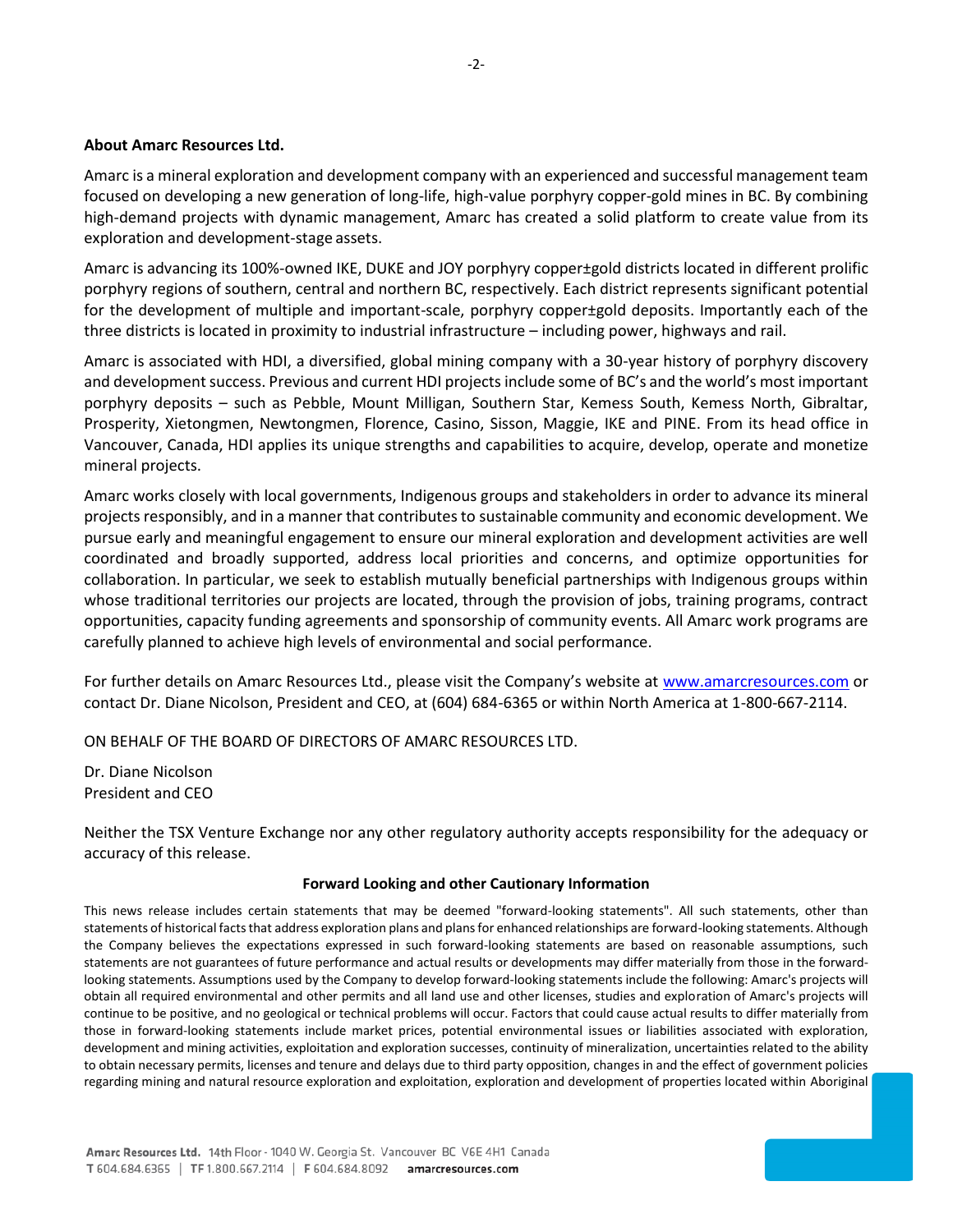**About Amarc Resources Ltd.**

Amarc is a mineral exploration and development company with an experienced and successful management team focused on developing a new generation of long-life, high-value porphyry copper-gold mines in BC. By combining high-demand projects with dynamic management, Amarc has created a solid platform to create value from its exploration and development-stage assets.

Amarc is advancing its 100%-owned IKE, DUKE and JOY porphyry copper±gold districts located in different prolific porphyry regions of southern, central and northern BC, respectively. Each district represents significant potential for the development of multiple and important-scale, porphyry copper±gold deposits. Importantly each of the three districts is located in proximity to industrial infrastructure – including power, highways and rail.

Amarc is associated with HDI, a diversified, global mining company with a 30-year history of porphyry discovery and development success. Previous and current HDI projects include some of BC's and the world's most important porphyry deposits – such as Pebble, Mount Milligan, Southern Star, Kemess South, Kemess North, Gibraltar, Prosperity, Xietongmen, Newtongmen, Florence, Casino, Sisson, Maggie, IKE and PINE. From its head office in Vancouver, Canada, HDI applies its unique strengths and capabilities to acquire, develop, operate and monetize mineral projects.

Amarc works closely with local governments, Indigenous groups and stakeholders in order to advance its mineral projects responsibly, and in a manner that contributes to sustainable community and economic development. We pursue early and meaningful engagement to ensure our mineral exploration and development activities are well coordinated and broadly supported, address local priorities and concerns, and optimize opportunities for collaboration. In particular, we seek to establish mutually beneficial partnerships with Indigenous groups within whose traditional territories our projects are located, through the provision of jobs, training programs, contract opportunities, capacity funding agreements and sponsorship of community events. All Amarc work programs are carefully planned to achieve high levels of environmental and social performance.

For further details on Amarc Resources Ltd., please visit the Company's website at www.amarcresources.com or contact Dr. Diane Nicolson, President and CEO, at (604) 684-6365 or within North America at 1-800-667-2114.

ON BEHALF OF THE BOARD OF DIRECTORS OF AMARC RESOURCES LTD.

Dr. Diane Nicolson
President and CEO

Neither the TSX Venture Exchange nor any other regulatory authority accepts responsibility for the adequacy or accuracy of this release.

**Forward Looking and other Cautionary Information**

This news release includes certain statements that may be deemed "forward-looking statements". All such statements, other than statements of historical facts that address exploration plans and plans for enhanced relationships are forward-looking statements. Although the Company believes the expectations expressed in such forward-looking statements are based on reasonable assumptions, such statements are not guarantees of future performance and actual results or developments may differ materially from those in the forward-looking statements. Assumptions used by the Company to develop forward-looking statements include the following: Amarc's projects will obtain all required environmental and other permits and all land use and other licenses, studies and exploration of Amarc's projects will continue to be positive, and no geological or technical problems will occur. Factors that could cause actual results to differ materially from those in forward-looking statements include market prices, potential environmental issues or liabilities associated with exploration, development and mining activities, exploitation and exploration successes, continuity of mineralization, uncertainties related to the ability to obtain necessary permits, licenses and tenure and delays due to third party opposition, changes in and the effect of government policies regarding mining and natural resource exploration and exploitation, exploration and development of properties located within Aboriginal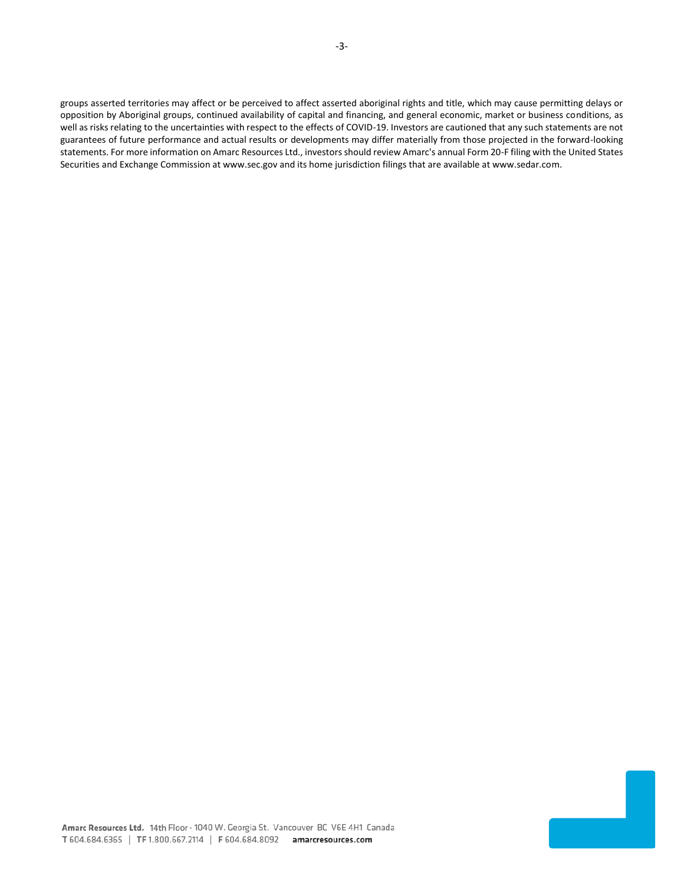groups asserted territories may affect or be perceived to affect asserted aboriginal rights and title, which may cause permitting delays or opposition by Aboriginal groups, continued availability of capital and financing, and general economic, market or business conditions, as well as risks relating to the uncertainties with respect to the effects of COVID-19. Investors are cautioned that any such statements are not guarantees of future performance and actual results or developments may differ materially from those projected in the forward-looking statements. For more information on Amarc Resources Ltd., investors should review Amarc's annual Form 20-F filing with the United States Securities and Exchange Commission at www.sec.gov and its home jurisdiction filings that are available at www.sedar.com.